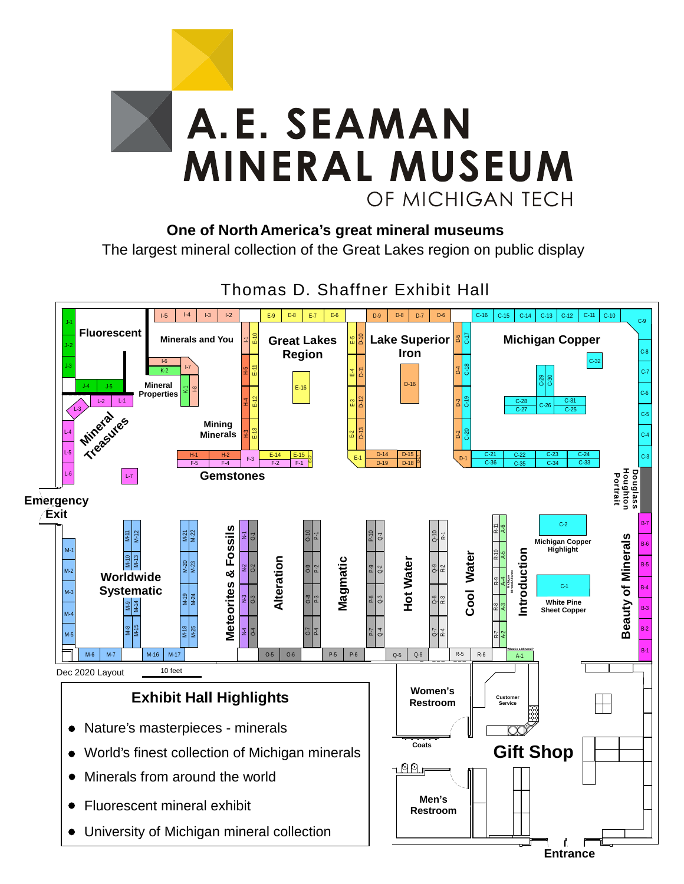# A.E. SEAMAN MINERAL MUSEUM

OF MICHIGAN TECH

**One of North America's great mineral museums**

The largest mineral collection of the Great Lakes region on public display

## Thomas D. Shaffner Exhibit Hall

Fluorescent

Minerals and You

Great Lakes Region

Lake Superior Iron

Michigan Copper

Mineral Properties

Mineral Treasures

Mining Minerals

Gemstones

Douglass Houghton Portrait

Emergency Exit

Worldwide Systematic

Meteorites & Fossils

Alteration

Magmatic

Hot Water

Cool Water

Introduction

Michigan Copper Highlight

White Pine Sheet Copper

Beauty of Minerals

Women's Restroom

Customer Service

Coats

Gift Shop

Men's Restroom

Entrance

Dec 2020 Layout

10 feet

## Exhibit Hall Highlights

- Nature's masterpieces - minerals
- World's finest collection of Michigan minerals
- Minerals from around the world
- Fluorescent mineral exhibit
- University of Michigan mineral collection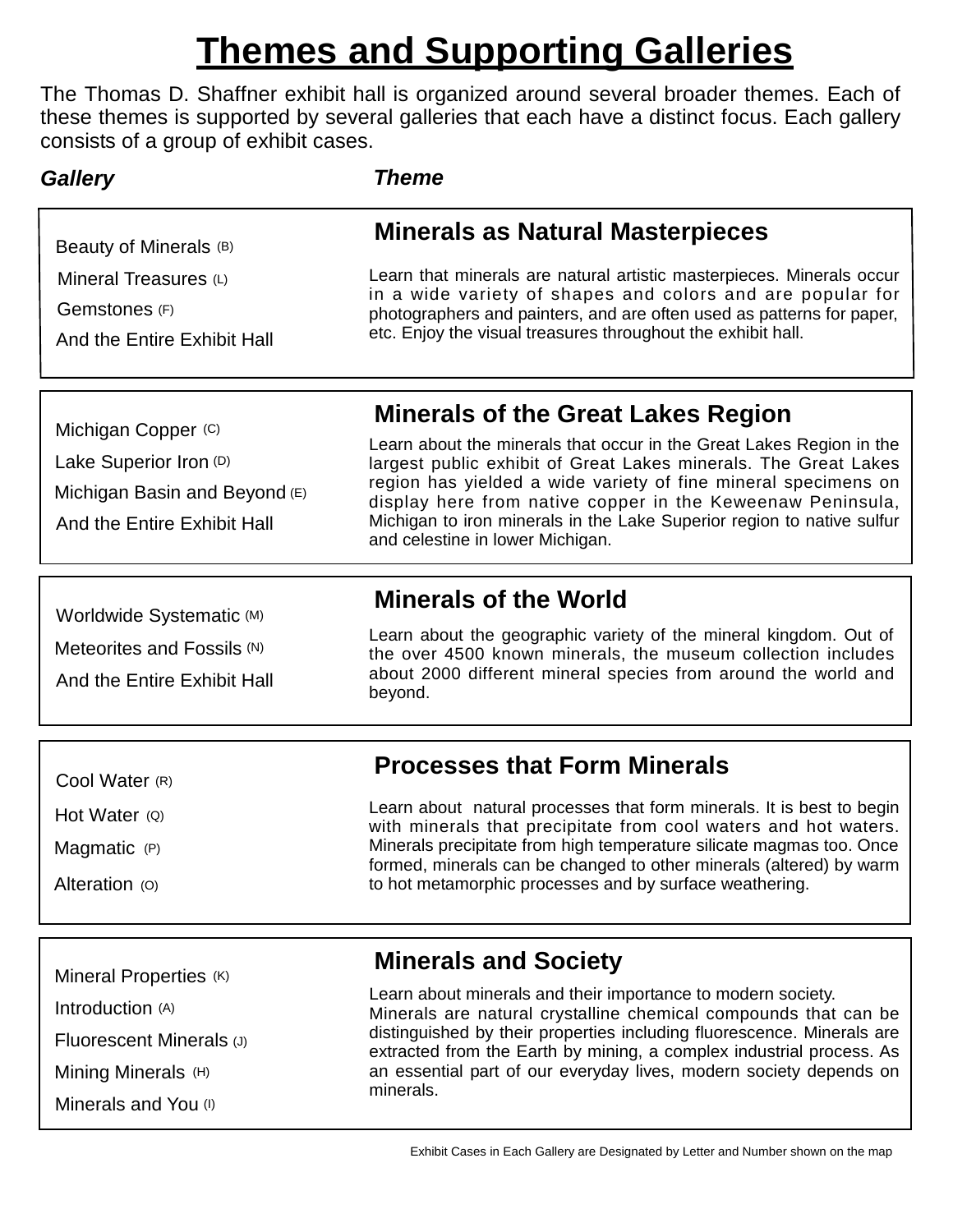# Themes and Supporting Galleries

The Thomas D. Shaffner exhibit hall is organized around several broader themes. Each of these themes is supported by several galleries that each have a distinct focus. Each gallery consists of a group of exhibit cases.

| *Gallery* | *Theme* |
|---|---|
| Beauty of Minerals (B)<br>Mineral Treasures (L)<br>Gemstones (F)<br>And the Entire Exhibit Hall | **Minerals as Natural Masterpieces**<br>Learn that minerals are natural artistic masterpieces. Minerals occur in a wide variety of shapes and colors and are popular for photographers and painters, and are often used as patterns for paper, etc. Enjoy the visual treasures throughout the exhibit hall. |
| Michigan Copper (C)<br>Lake Superior Iron (D)<br>Michigan Basin and Beyond (E)<br>And the Entire Exhibit Hall | **Minerals of the Great Lakes Region**<br>Learn about the minerals that occur in the Great Lakes Region in the largest public exhibit of Great Lakes minerals. The Great Lakes region has yielded a wide variety of fine mineral specimens on display here from native copper in the Keweenaw Peninsula, Michigan to iron minerals in the Lake Superior region to native sulfur and celestine in lower Michigan. |
| Worldwide Systematic (M)<br>Meteorites and Fossils (N)<br>And the Entire Exhibit Hall | **Minerals of the World**<br>Learn about the geographic variety of the mineral kingdom. Out of the over 4500 known minerals, the museum collection includes about 2000 different mineral species from around the world and beyond. |
| Cool Water (R)<br>Hot Water (Q)<br>Magmatic (P)<br>Alteration (O) | **Processes that Form Minerals**<br>Learn about natural processes that form minerals. It is best to begin with minerals that precipitate from cool waters and hot waters. Minerals precipitate from high temperature silicate magmas too. Once formed, minerals can be changed to other minerals (altered) by warm to hot metamorphic processes and by surface weathering. |
| Mineral Properties (K)<br>Introduction (A)<br>Fluorescent Minerals (J)<br>Mining Minerals (H)<br>Minerals and You (I) | **Minerals and Society**<br>Learn about minerals and their importance to modern society. Minerals are natural crystalline chemical compounds that can be distinguished by their properties including fluorescence. Minerals are extracted from the Earth by mining, a complex industrial process. As an essential part of our everyday lives, modern society depends on minerals. |

Exhibit Cases in Each Gallery are Designated by Letter and Number shown on the map